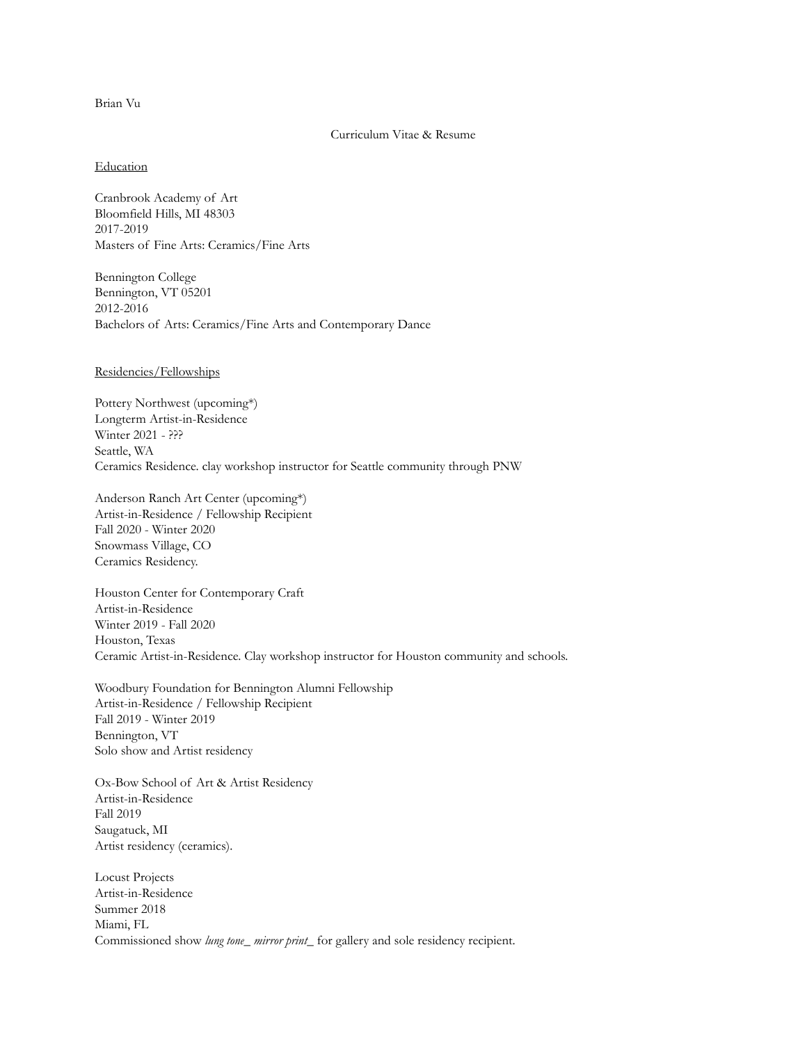Brian Vu

Curriculum Vitae & Resume

## Education

Cranbrook Academy of Art
Bloomfield Hills, MI 48303
2017-2019
Masters of Fine Arts: Ceramics/Fine Arts

Bennington College
Bennington, VT 05201
2012-2016
Bachelors of Arts: Ceramics/Fine Arts and Contemporary Dance

## Residencies/Fellowships

Pottery Northwest (upcoming*)
Longterm Artist-in-Residence
Winter 2021 - ???
Seattle, WA
Ceramics Residence. clay workshop instructor for Seattle community through PNW

Anderson Ranch Art Center (upcoming*)
Artist-in-Residence / Fellowship Recipient
Fall 2020 - Winter 2020
Snowmass Village, CO
Ceramics Residency.

Houston Center for Contemporary Craft
Artist-in-Residence
Winter 2019 - Fall 2020
Houston, Texas
Ceramic Artist-in-Residence. Clay workshop instructor for Houston community and schools.

Woodbury Foundation for Bennington Alumni Fellowship
Artist-in-Residence / Fellowship Recipient
Fall 2019 - Winter 2019
Bennington, VT
Solo show and Artist residency

Ox-Bow School of Art & Artist Residency
Artist-in-Residence
Fall 2019
Saugatuck, MI
Artist residency (ceramics).

Locust Projects
Artist-in-Residence
Summer 2018
Miami, FL
Commissioned show *lung tone_ mirror print_* for gallery and sole residency recipient.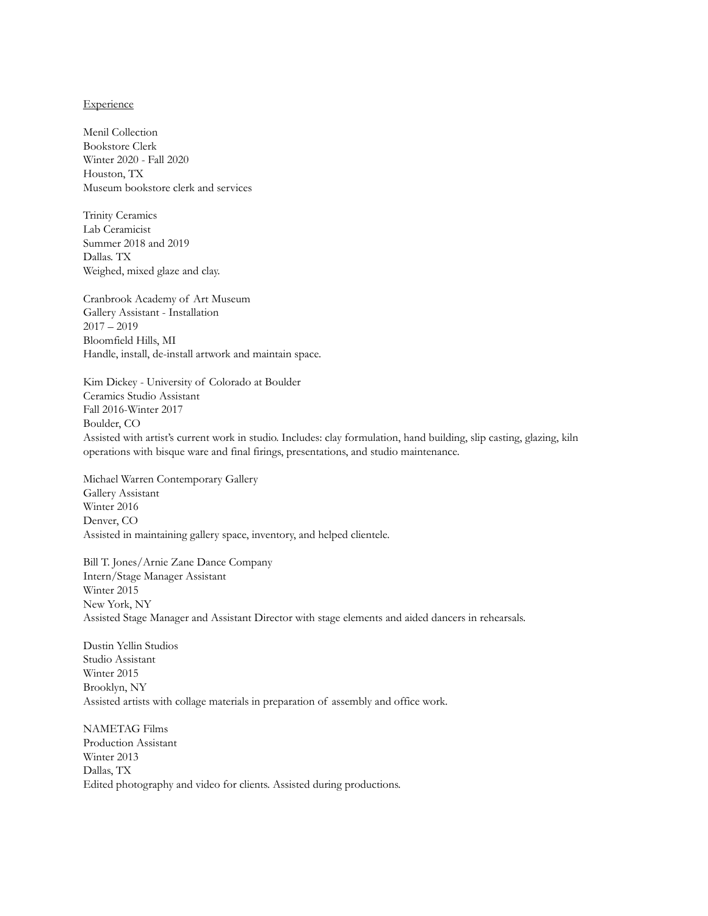<u>Experience</u>

Menil Collection
Bookstore Clerk
Winter 2020 - Fall 2020
Houston, TX
Museum bookstore clerk and services

Trinity Ceramics
Lab Ceramicist
Summer 2018 and 2019
Dallas. TX
Weighed, mixed glaze and clay.

Cranbrook Academy of Art Museum
Gallery Assistant - Installation
2017 – 2019
Bloomfield Hills, MI
Handle, install, de-install artwork and maintain space.

Kim Dickey - University of Colorado at Boulder
Ceramics Studio Assistant
Fall 2016-Winter 2017
Boulder, CO
Assisted with artist's current work in studio. Includes: clay formulation, hand building, slip casting, glazing, kiln operations with bisque ware and final firings, presentations, and studio maintenance.

Michael Warren Contemporary Gallery
Gallery Assistant
Winter 2016
Denver, CO
Assisted in maintaining gallery space, inventory, and helped clientele.

Bill T. Jones/Arnie Zane Dance Company
Intern/Stage Manager Assistant
Winter 2015
New York, NY
Assisted Stage Manager and Assistant Director with stage elements and aided dancers in rehearsals.

Dustin Yellin Studios
Studio Assistant
Winter 2015
Brooklyn, NY
Assisted artists with collage materials in preparation of assembly and office work.

NAMETAG Films
Production Assistant
Winter 2013
Dallas, TX
Edited photography and video for clients. Assisted during productions.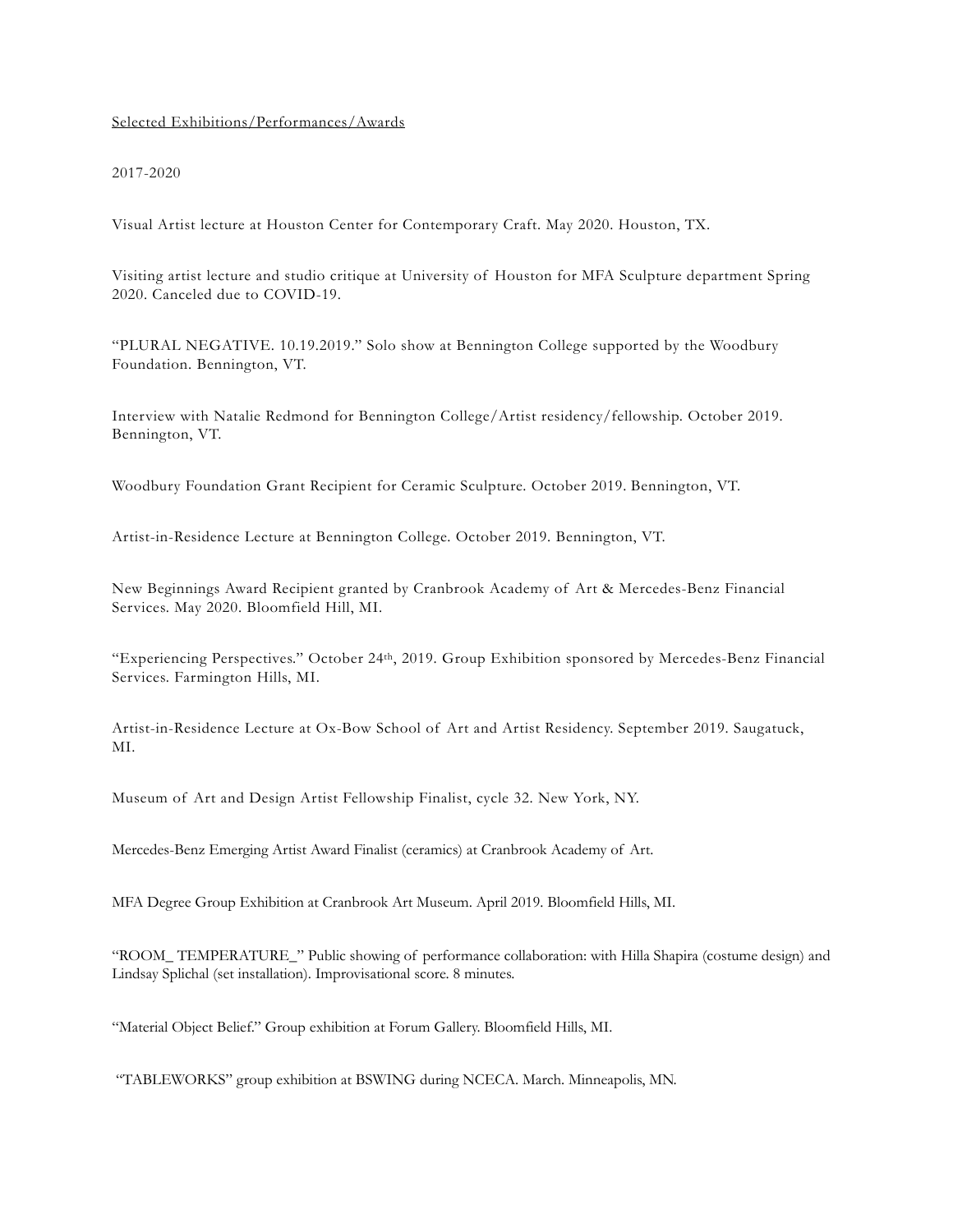Selected Exhibitions/Performances/Awards

2017-2020

Visual Artist lecture at Houston Center for Contemporary Craft. May 2020. Houston, TX.

Visiting artist lecture and studio critique at University of Houston for MFA Sculpture department Spring 2020. Canceled due to COVID-19.

"PLURAL NEGATIVE. 10.19.2019." Solo show at Bennington College supported by the Woodbury Foundation. Bennington, VT.

Interview with Natalie Redmond for Bennington College/Artist residency/fellowship. October 2019. Bennington, VT.

Woodbury Foundation Grant Recipient for Ceramic Sculpture. October 2019. Bennington, VT.

Artist-in-Residence Lecture at Bennington College. October 2019. Bennington, VT.

New Beginnings Award Recipient granted by Cranbrook Academy of Art & Mercedes-Benz Financial Services. May 2020. Bloomfield Hill, MI.

"Experiencing Perspectives." October 24th, 2019. Group Exhibition sponsored by Mercedes-Benz Financial Services. Farmington Hills, MI.

Artist-in-Residence Lecture at Ox-Bow School of Art and Artist Residency. September 2019. Saugatuck, MI.

Museum of Art and Design Artist Fellowship Finalist, cycle 32. New York, NY.

Mercedes-Benz Emerging Artist Award Finalist (ceramics) at Cranbrook Academy of Art.

MFA Degree Group Exhibition at Cranbrook Art Museum. April 2019. Bloomfield Hills, MI.

"ROOM_ TEMPERATURE_" Public showing of performance collaboration: with Hilla Shapira (costume design) and Lindsay Splichal (set installation). Improvisational score. 8 minutes.

"Material Object Belief." Group exhibition at Forum Gallery. Bloomfield Hills, MI.

"TABLEWORKS" group exhibition at BSWING during NCECA. March. Minneapolis, MN.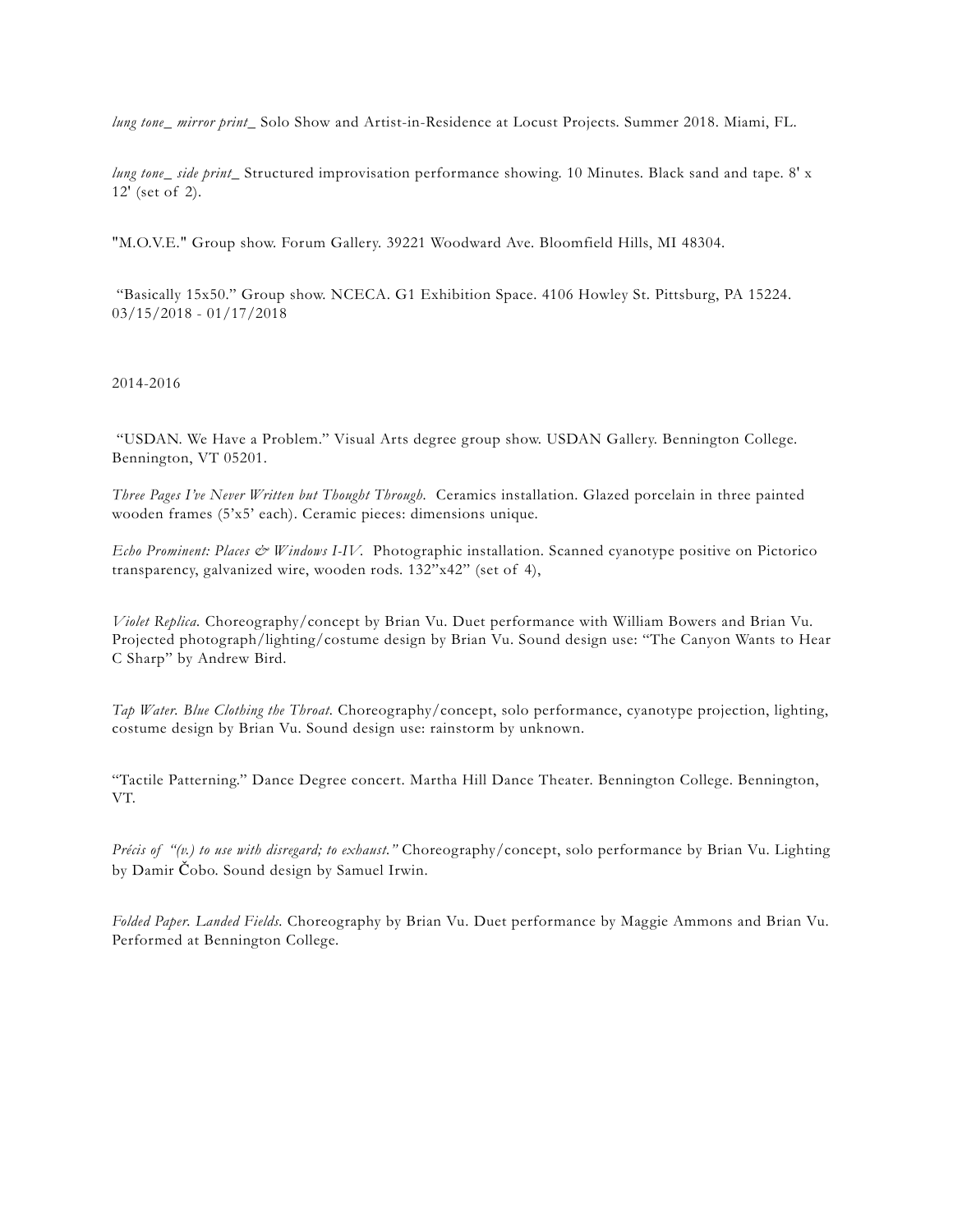*lung tone_ mirror print_* Solo Show and Artist-in-Residence at Locust Projects. Summer 2018. Miami, FL.

*lung tone_ side print_* Structured improvisation performance showing. 10 Minutes. Black sand and tape. 8' x 12' (set of 2).

"M.O.V.E." Group show. Forum Gallery. 39221 Woodward Ave. Bloomfield Hills, MI 48304.

"Basically 15x50." Group show. NCECA. G1 Exhibition Space. 4106 Howley St. Pittsburg, PA 15224. 03/15/2018 - 01/17/2018

2014-2016

"USDAN. We Have a Problem." Visual Arts degree group show. USDAN Gallery. Bennington College. Bennington, VT 05201.

*Three Pages I've Never Written but Thought Through.* Ceramics installation. Glazed porcelain in three painted wooden frames (5'x5' each). Ceramic pieces: dimensions unique.

*Echo Prominent: Places & Windows I-IV.* Photographic installation. Scanned cyanotype positive on Pictorico transparency, galvanized wire, wooden rods. 132"x42" (set of 4),

*Violet Replica.* Choreography/concept by Brian Vu. Duet performance with William Bowers and Brian Vu. Projected photograph/lighting/costume design by Brian Vu. Sound design use: "The Canyon Wants to Hear C Sharp" by Andrew Bird.

*Tap Water. Blue Clothing the Throat.* Choreography/concept, solo performance, cyanotype projection, lighting, costume design by Brian Vu. Sound design use: rainstorm by unknown.

"Tactile Patterning." Dance Degree concert. Martha Hill Dance Theater. Bennington College. Bennington, VT.

*Précis of "(v.) to use with disregard; to exhaust."* Choreography/concept, solo performance by Brian Vu. Lighting by Damir Čobo. Sound design by Samuel Irwin.

*Folded Paper. Landed Fields.* Choreography by Brian Vu. Duet performance by Maggie Ammons and Brian Vu. Performed at Bennington College.